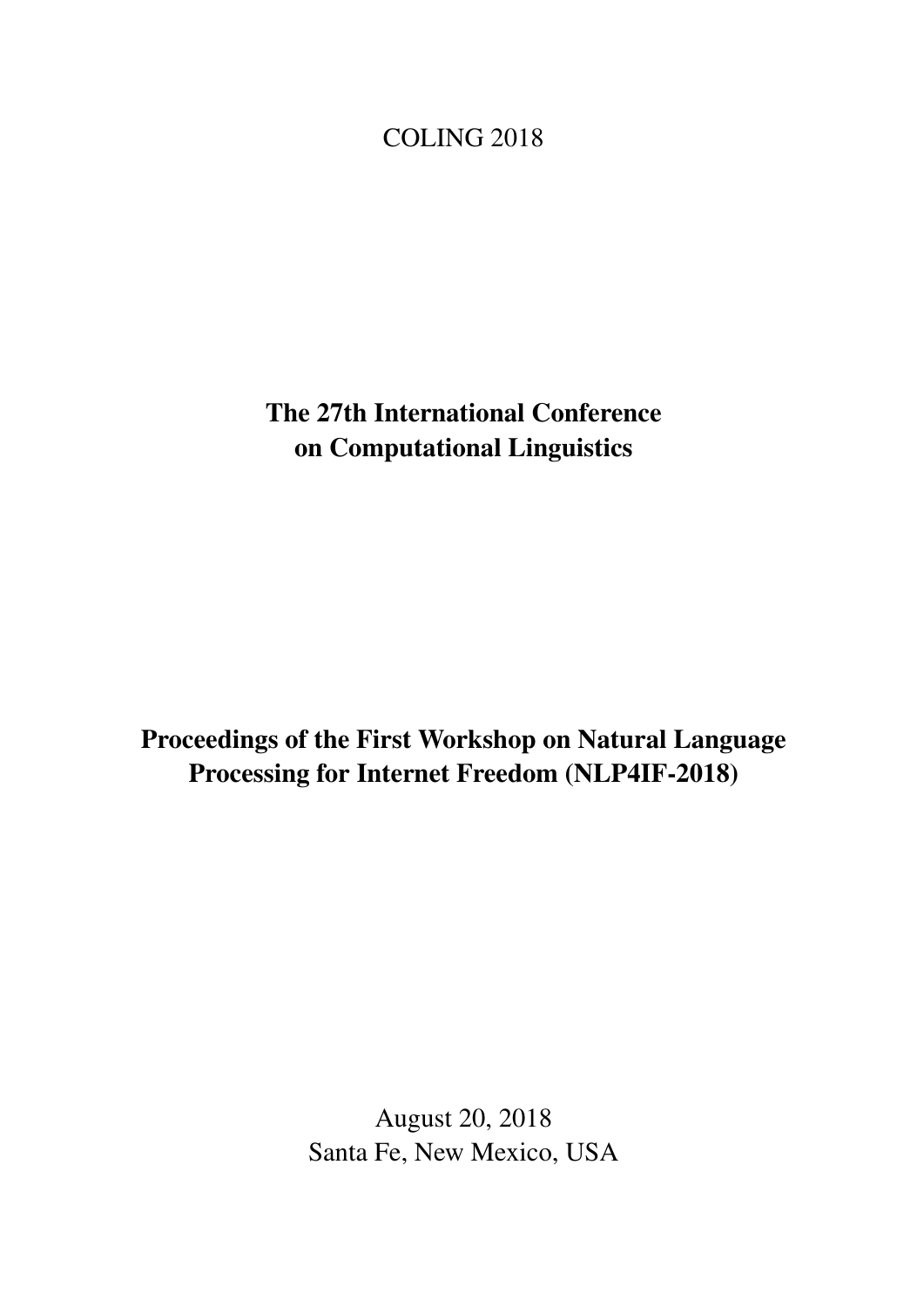COLING 2018

# The 27th International Conference on Computational Linguistics

# Proceedings of the First Workshop on Natural Language Processing for Internet Freedom (NLP4IF-2018)

August 20, 2018
Santa Fe, New Mexico, USA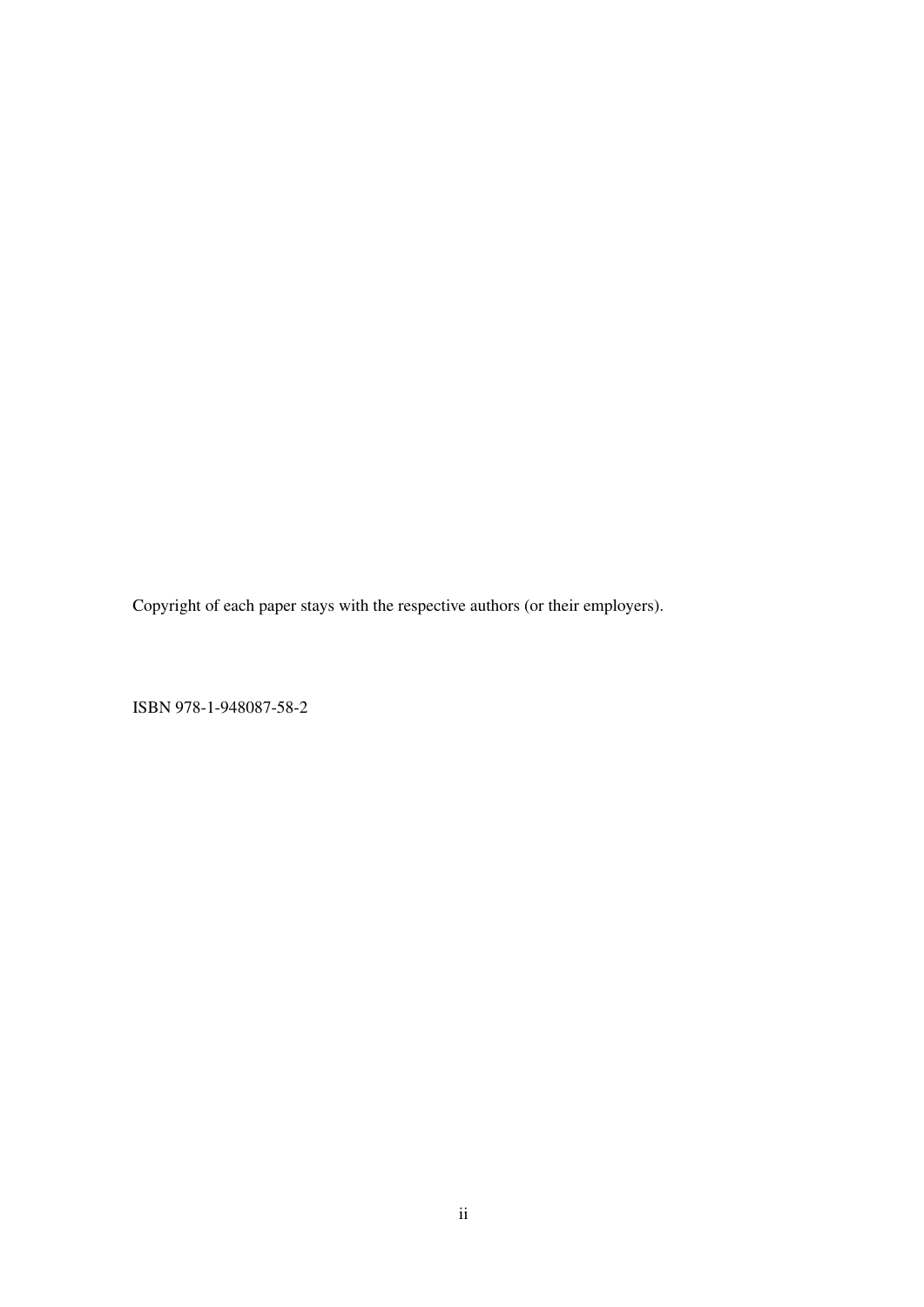Copyright of each paper stays with the respective authors (or their employers).

ISBN 978-1-948087-58-2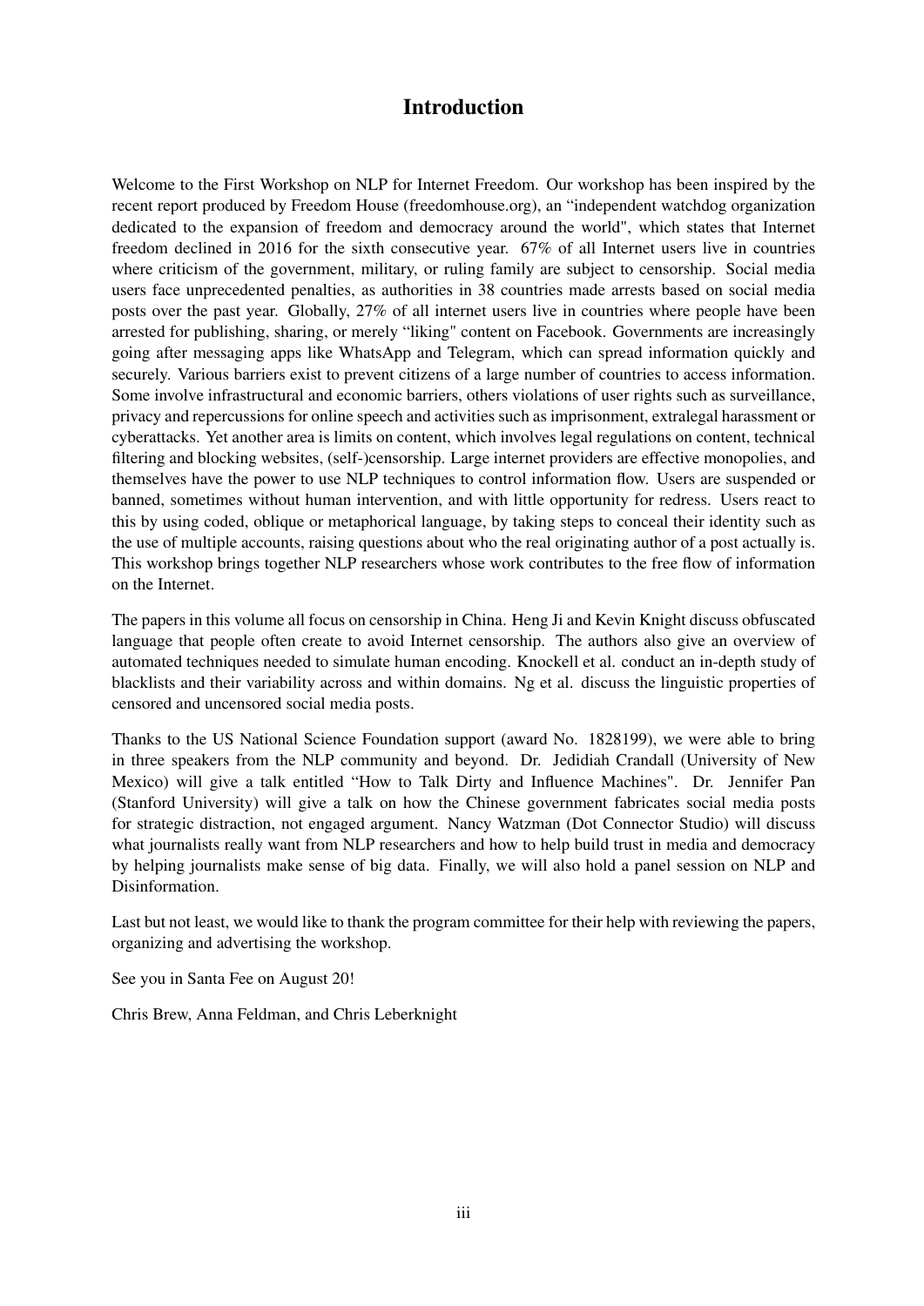# Introduction

Welcome to the First Workshop on NLP for Internet Freedom. Our workshop has been inspired by the recent report produced by Freedom House (freedomhouse.org), an "independent watchdog organization dedicated to the expansion of freedom and democracy around the world", which states that Internet freedom declined in 2016 for the sixth consecutive year. 67% of all Internet users live in countries where criticism of the government, military, or ruling family are subject to censorship. Social media users face unprecedented penalties, as authorities in 38 countries made arrests based on social media posts over the past year. Globally, 27% of all internet users live in countries where people have been arrested for publishing, sharing, or merely "liking" content on Facebook. Governments are increasingly going after messaging apps like WhatsApp and Telegram, which can spread information quickly and securely. Various barriers exist to prevent citizens of a large number of countries to access information. Some involve infrastructural and economic barriers, others violations of user rights such as surveillance, privacy and repercussions for online speech and activities such as imprisonment, extralegal harassment or cyberattacks. Yet another area is limits on content, which involves legal regulations on content, technical filtering and blocking websites, (self-)censorship. Large internet providers are effective monopolies, and themselves have the power to use NLP techniques to control information flow. Users are suspended or banned, sometimes without human intervention, and with little opportunity for redress. Users react to this by using coded, oblique or metaphorical language, by taking steps to conceal their identity such as the use of multiple accounts, raising questions about who the real originating author of a post actually is. This workshop brings together NLP researchers whose work contributes to the free flow of information on the Internet.

The papers in this volume all focus on censorship in China. Heng Ji and Kevin Knight discuss obfuscated language that people often create to avoid Internet censorship. The authors also give an overview of automated techniques needed to simulate human encoding. Knockell et al. conduct an in-depth study of blacklists and their variability across and within domains. Ng et al. discuss the linguistic properties of censored and uncensored social media posts.

Thanks to the US National Science Foundation support (award No. 1828199), we were able to bring in three speakers from the NLP community and beyond. Dr. Jedidiah Crandall (University of New Mexico) will give a talk entitled "How to Talk Dirty and Influence Machines". Dr. Jennifer Pan (Stanford University) will give a talk on how the Chinese government fabricates social media posts for strategic distraction, not engaged argument. Nancy Watzman (Dot Connector Studio) will discuss what journalists really want from NLP researchers and how to help build trust in media and democracy by helping journalists make sense of big data. Finally, we will also hold a panel session on NLP and Disinformation.

Last but not least, we would like to thank the program committee for their help with reviewing the papers, organizing and advertising the workshop.

See you in Santa Fee on August 20!

Chris Brew, Anna Feldman, and Chris Leberknight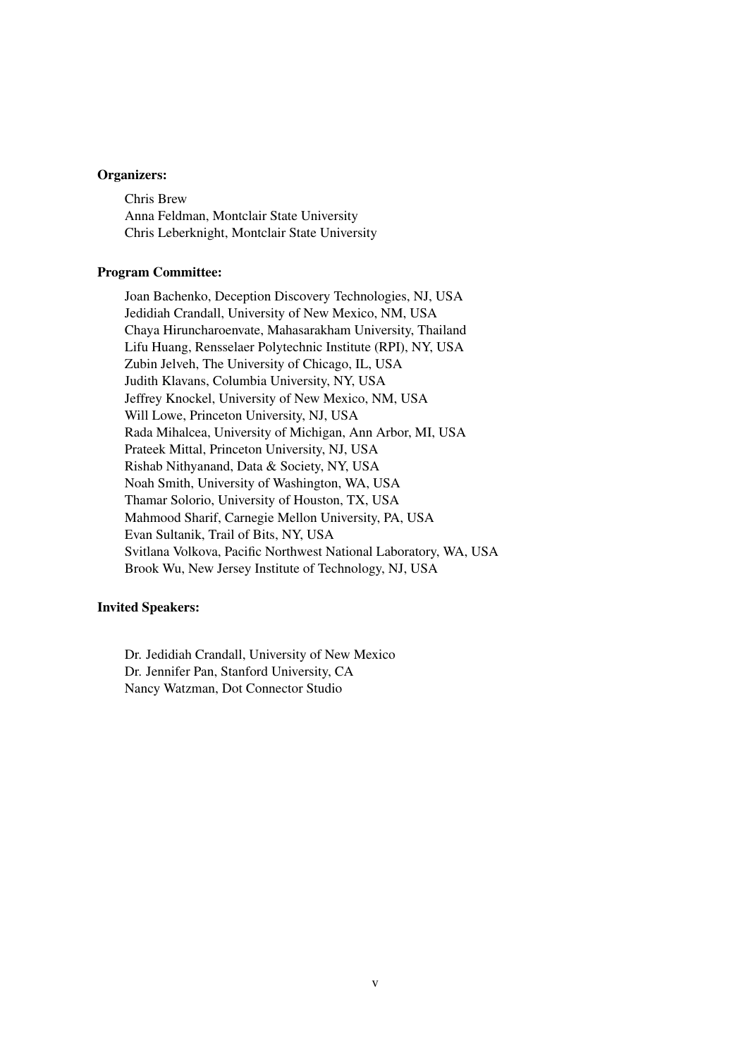**Organizers:**

Chris Brew
Anna Feldman, Montclair State University
Chris Leberknight, Montclair State University

**Program Committee:**

Joan Bachenko, Deception Discovery Technologies, NJ, USA
Jedidiah Crandall, University of New Mexico, NM, USA
Chaya Hiruncharoenvate, Mahasarakham University, Thailand
Lifu Huang, Rensselaer Polytechnic Institute (RPI), NY, USA
Zubin Jelveh, The University of Chicago, IL, USA
Judith Klavans, Columbia University, NY, USA
Jeffrey Knockel, University of New Mexico, NM, USA
Will Lowe, Princeton University, NJ, USA
Rada Mihalcea, University of Michigan, Ann Arbor, MI, USA
Prateek Mittal, Princeton University, NJ, USA
Rishab Nithyanand, Data & Society, NY, USA
Noah Smith, University of Washington, WA, USA
Thamar Solorio, University of Houston, TX, USA
Mahmood Sharif, Carnegie Mellon University, PA, USA
Evan Sultanik, Trail of Bits, NY, USA
Svitlana Volkova, Pacific Northwest National Laboratory, WA, USA
Brook Wu, New Jersey Institute of Technology, NJ, USA

**Invited Speakers:**

Dr. Jedidiah Crandall, University of New Mexico
Dr. Jennifer Pan, Stanford University, CA
Nancy Watzman, Dot Connector Studio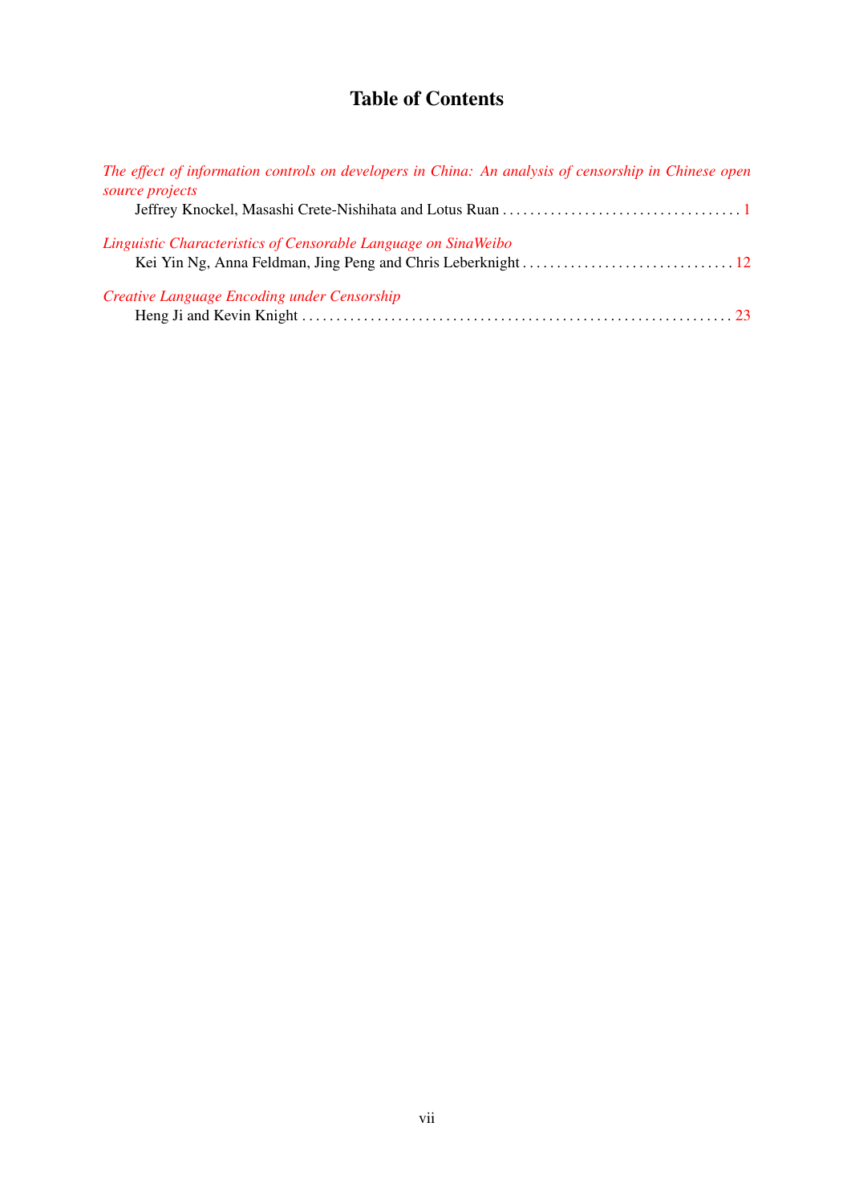# Table of Contents

*The effect of information controls on developers in China: An analysis of censorship in Chinese open source projects*
Jeffrey Knockel, Masashi Crete-Nishihata and Lotus Ruan . . . . . . . . . . . . . . . . . . . . . . . . . . . . . . . . . . . 1

*Linguistic Characteristics of Censorable Language on SinaWeibo*
Kei Yin Ng, Anna Feldman, Jing Peng and Chris Leberknight . . . . . . . . . . . . . . . . . . . . . . . . . . . . . . . 12

*Creative Language Encoding under Censorship*
Heng Ji and Kevin Knight . . . . . . . . . . . . . . . . . . . . . . . . . . . . . . . . . . . . . . . . . . . . . . . . . . . . . . . . . . . . . . . 23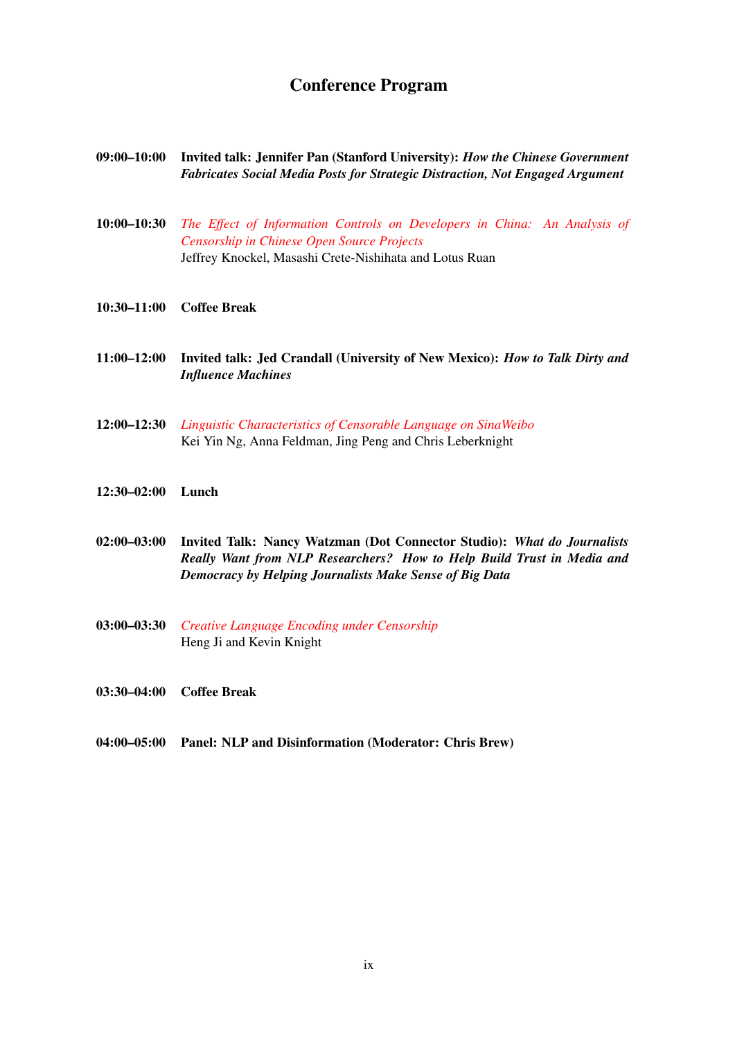# Conference Program

**09:00–10:00** **Invited talk: Jennifer Pan (Stanford University):** ***How the Chinese Government Fabricates Social Media Posts for Strategic Distraction, Not Engaged Argument***

**10:00–10:30** *The Effect of Information Controls on Developers in China: An Analysis of Censorship in Chinese Open Source Projects*
Jeffrey Knockel, Masashi Crete-Nishihata and Lotus Ruan

**10:30–11:00** **Coffee Break**

**11:00–12:00** **Invited talk: Jed Crandall (University of New Mexico):** ***How to Talk Dirty and Influence Machines***

**12:00–12:30** *Linguistic Characteristics of Censorable Language on SinaWeibo*
Kei Yin Ng, Anna Feldman, Jing Peng and Chris Leberknight

**12:30–02:00** **Lunch**

**02:00–03:00** **Invited Talk: Nancy Watzman (Dot Connector Studio):** ***What do Journalists Really Want from NLP Researchers? How to Help Build Trust in Media and Democracy by Helping Journalists Make Sense of Big Data***

**03:00–03:30** *Creative Language Encoding under Censorship*
Heng Ji and Kevin Knight

**03:30–04:00** **Coffee Break**

**04:00–05:00** **Panel: NLP and Disinformation (Moderator: Chris Brew)**